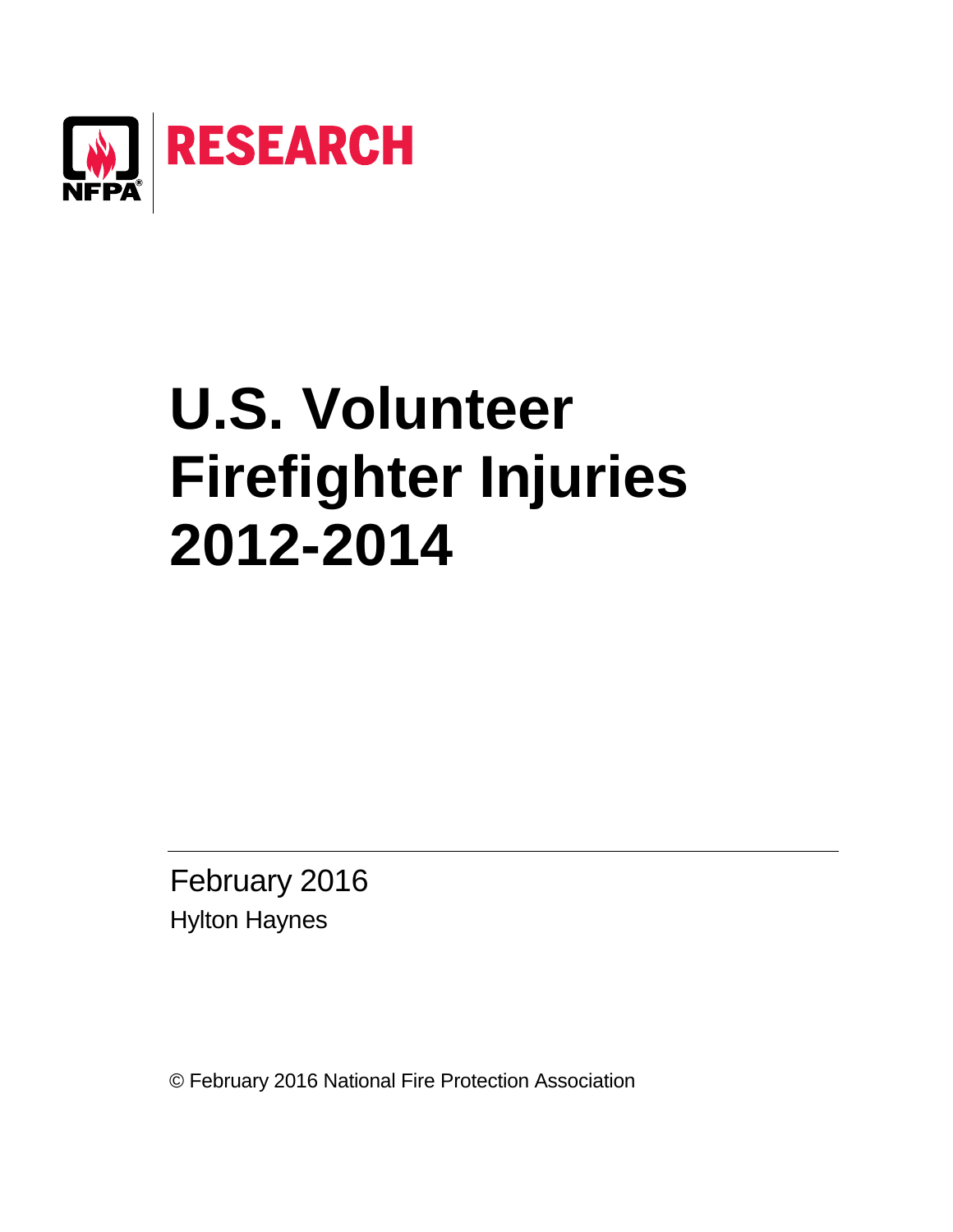NFPA RESEARCH

# U.S. Volunteer Firefighter Injuries 2012-2014

February 2016

Hylton Haynes

© February 2016 National Fire Protection Association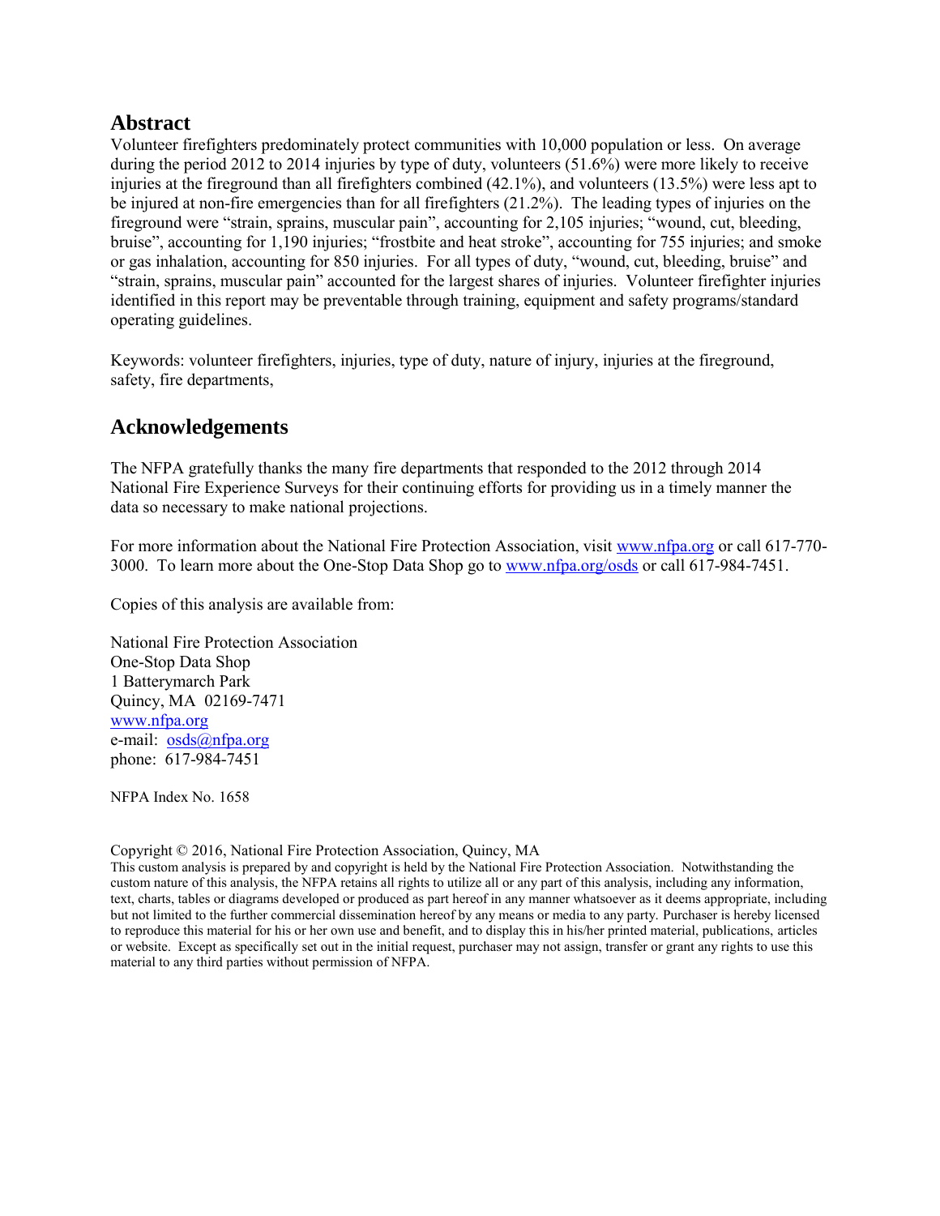## Abstract

Volunteer firefighters predominately protect communities with 10,000 population or less. On average during the period 2012 to 2014 injuries by type of duty, volunteers (51.6%) were more likely to receive injuries at the fireground than all firefighters combined (42.1%), and volunteers (13.5%) were less apt to be injured at non-fire emergencies than for all firefighters (21.2%). The leading types of injuries on the fireground were "strain, sprains, muscular pain", accounting for 2,105 injuries; "wound, cut, bleeding, bruise", accounting for 1,190 injuries; "frostbite and heat stroke", accounting for 755 injuries; and smoke or gas inhalation, accounting for 850 injuries. For all types of duty, "wound, cut, bleeding, bruise" and "strain, sprains, muscular pain" accounted for the largest shares of injuries. Volunteer firefighter injuries identified in this report may be preventable through training, equipment and safety programs/standard operating guidelines.

Keywords: volunteer firefighters, injuries, type of duty, nature of injury, injuries at the fireground, safety, fire departments,

## Acknowledgements

The NFPA gratefully thanks the many fire departments that responded to the 2012 through 2014 National Fire Experience Surveys for their continuing efforts for providing us in a timely manner the data so necessary to make national projections.

For more information about the National Fire Protection Association, visit www.nfpa.org or call 617-770-3000. To learn more about the One-Stop Data Shop go to www.nfpa.org/osds or call 617-984-7451.

Copies of this analysis are available from:

National Fire Protection Association
One-Stop Data Shop
1 Batterymarch Park
Quincy, MA 02169-7471
www.nfpa.org
e-mail: osds@nfpa.org
phone: 617-984-7451

NFPA Index No. 1658

Copyright © 2016, National Fire Protection Association, Quincy, MA
This custom analysis is prepared by and copyright is held by the National Fire Protection Association. Notwithstanding the custom nature of this analysis, the NFPA retains all rights to utilize all or any part of this analysis, including any information, text, charts, tables or diagrams developed or produced as part hereof in any manner whatsoever as it deems appropriate, including but not limited to the further commercial dissemination hereof by any means or media to any party. Purchaser is hereby licensed to reproduce this material for his or her own use and benefit, and to display this in his/her printed material, publications, articles or website. Except as specifically set out in the initial request, purchaser may not assign, transfer or grant any rights to use this material to any third parties without permission of NFPA.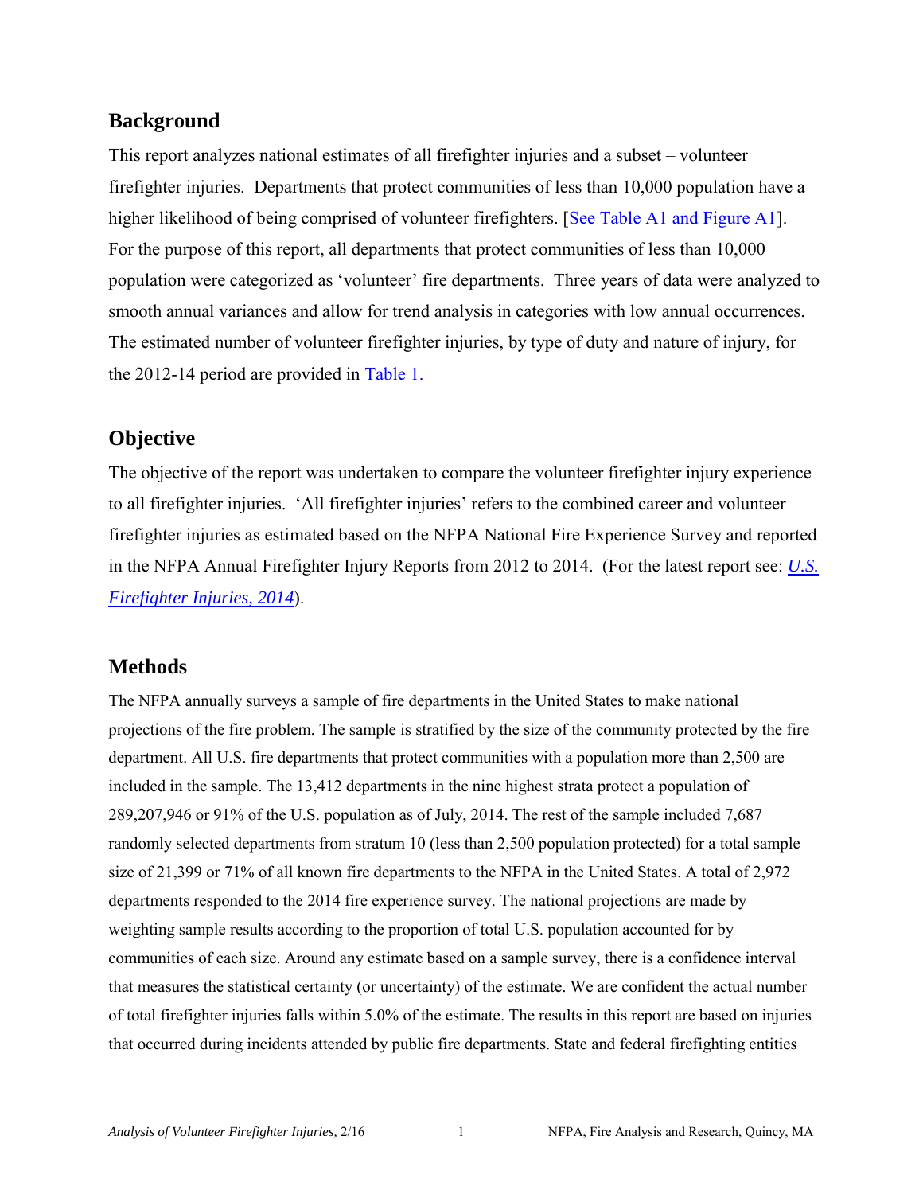## Background

This report analyzes national estimates of all firefighter injuries and a subset – volunteer firefighter injuries. Departments that protect communities of less than 10,000 population have a higher likelihood of being comprised of volunteer firefighters. [See Table A1 and Figure A1]. For the purpose of this report, all departments that protect communities of less than 10,000 population were categorized as 'volunteer' fire departments. Three years of data were analyzed to smooth annual variances and allow for trend analysis in categories with low annual occurrences. The estimated number of volunteer firefighter injuries, by type of duty and nature of injury, for the 2012-14 period are provided in Table 1.

## Objective

The objective of the report was undertaken to compare the volunteer firefighter injury experience to all firefighter injuries. 'All firefighter injuries' refers to the combined career and volunteer firefighter injuries as estimated based on the NFPA National Fire Experience Survey and reported in the NFPA Annual Firefighter Injury Reports from 2012 to 2014. (For the latest report see: *U.S. Firefighter Injuries, 2014*).

## Methods

The NFPA annually surveys a sample of fire departments in the United States to make national projections of the fire problem. The sample is stratified by the size of the community protected by the fire department. All U.S. fire departments that protect communities with a population more than 2,500 are included in the sample. The 13,412 departments in the nine highest strata protect a population of 289,207,946 or 91% of the U.S. population as of July, 2014. The rest of the sample included 7,687 randomly selected departments from stratum 10 (less than 2,500 population protected) for a total sample size of 21,399 or 71% of all known fire departments to the NFPA in the United States. A total of 2,972 departments responded to the 2014 fire experience survey. The national projections are made by weighting sample results according to the proportion of total U.S. population accounted for by communities of each size. Around any estimate based on a sample survey, there is a confidence interval that measures the statistical certainty (or uncertainty) of the estimate. We are confident the actual number of total firefighter injuries falls within 5.0% of the estimate. The results in this report are based on injuries that occurred during incidents attended by public fire departments. State and federal firefighting entities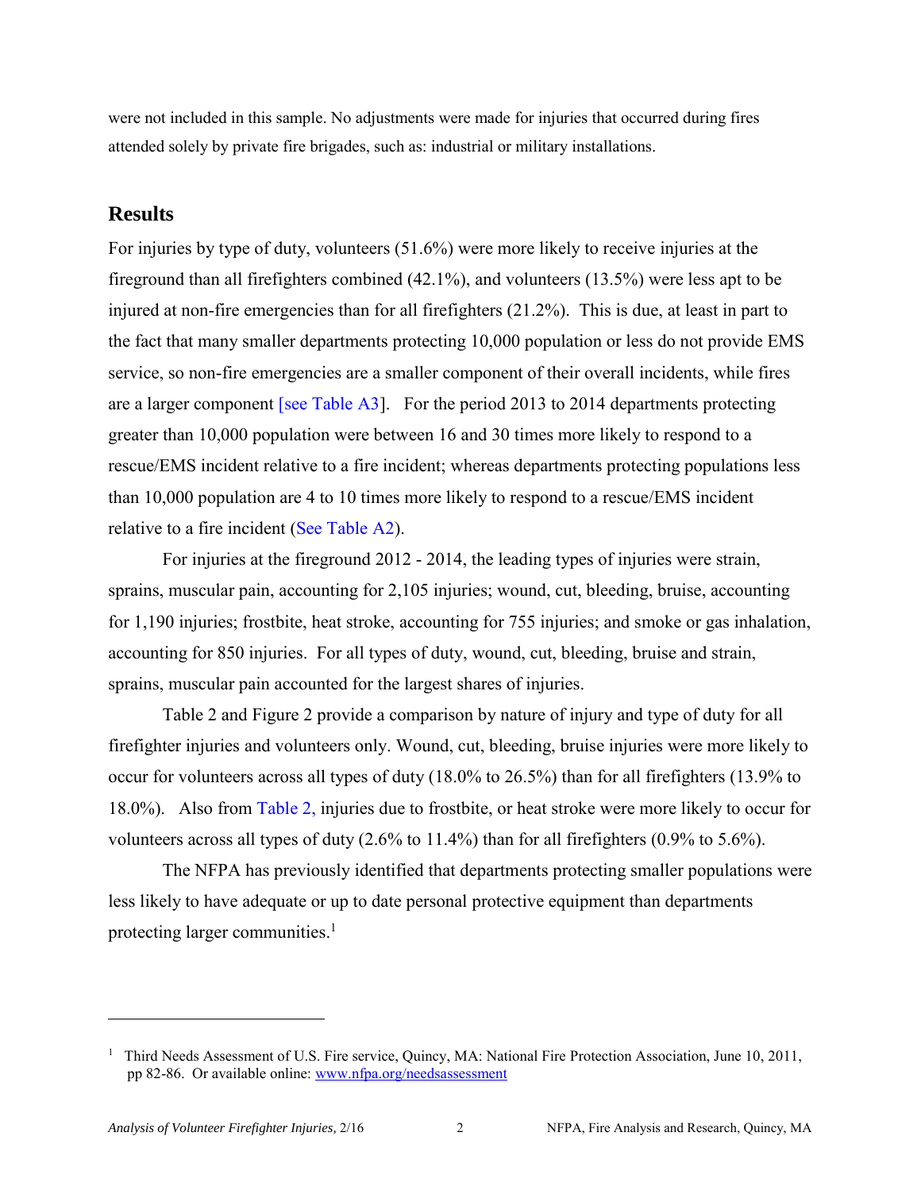were not included in this sample. No adjustments were made for injuries that occurred during fires attended solely by private fire brigades, such as: industrial or military installations.

## Results

For injuries by type of duty, volunteers (51.6%) were more likely to receive injuries at the fireground than all firefighters combined (42.1%), and volunteers (13.5%) were less apt to be injured at non-fire emergencies than for all firefighters (21.2%). This is due, at least in part to the fact that many smaller departments protecting 10,000 population or less do not provide EMS service, so non-fire emergencies are a smaller component of their overall incidents, while fires are a larger component [see Table A3]. For the period 2013 to 2014 departments protecting greater than 10,000 population were between 16 and 30 times more likely to respond to a rescue/EMS incident relative to a fire incident; whereas departments protecting populations less than 10,000 population are 4 to 10 times more likely to respond to a rescue/EMS incident relative to a fire incident (See Table A2).

For injuries at the fireground 2012 - 2014, the leading types of injuries were strain, sprains, muscular pain, accounting for 2,105 injuries; wound, cut, bleeding, bruise, accounting for 1,190 injuries; frostbite, heat stroke, accounting for 755 injuries; and smoke or gas inhalation, accounting for 850 injuries. For all types of duty, wound, cut, bleeding, bruise and strain, sprains, muscular pain accounted for the largest shares of injuries.

Table 2 and Figure 2 provide a comparison by nature of injury and type of duty for all firefighter injuries and volunteers only. Wound, cut, bleeding, bruise injuries were more likely to occur for volunteers across all types of duty (18.0% to 26.5%) than for all firefighters (13.9% to 18.0%). Also from Table 2, injuries due to frostbite, or heat stroke were more likely to occur for volunteers across all types of duty (2.6% to 11.4%) than for all firefighters (0.9% to 5.6%).

The NFPA has previously identified that departments protecting smaller populations were less likely to have adequate or up to date personal protective equipment than departments protecting larger communities.[1]

---

[1] Third Needs Assessment of U.S. Fire service, Quincy, MA: National Fire Protection Association, June 10, 2011, pp 82-86. Or available online: www.nfpa.org/needsassessment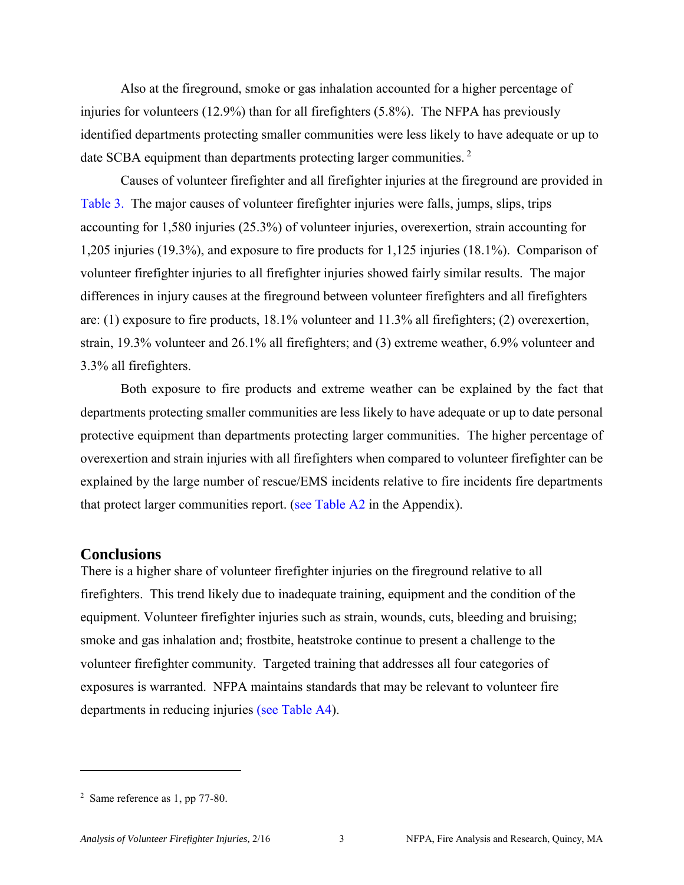Also at the fireground, smoke or gas inhalation accounted for a higher percentage of injuries for volunteers (12.9%) than for all firefighters (5.8%). The NFPA has previously identified departments protecting smaller communities were less likely to have adequate or up to date SCBA equipment than departments protecting larger communities. [2]

Causes of volunteer firefighter and all firefighter injuries at the fireground are provided in Table 3. The major causes of volunteer firefighter injuries were falls, jumps, slips, trips accounting for 1,580 injuries (25.3%) of volunteer injuries, overexertion, strain accounting for 1,205 injuries (19.3%), and exposure to fire products for 1,125 injuries (18.1%). Comparison of volunteer firefighter injuries to all firefighter injuries showed fairly similar results. The major differences in injury causes at the fireground between volunteer firefighters and all firefighters are: (1) exposure to fire products, 18.1% volunteer and 11.3% all firefighters; (2) overexertion, strain, 19.3% volunteer and 26.1% all firefighters; and (3) extreme weather, 6.9% volunteer and 3.3% all firefighters.

Both exposure to fire products and extreme weather can be explained by the fact that departments protecting smaller communities are less likely to have adequate or up to date personal protective equipment than departments protecting larger communities. The higher percentage of overexertion and strain injuries with all firefighters when compared to volunteer firefighter can be explained by the large number of rescue/EMS incidents relative to fire incidents fire departments that protect larger communities report. (see Table A2 in the Appendix).

## Conclusions

There is a higher share of volunteer firefighter injuries on the fireground relative to all firefighters. This trend likely due to inadequate training, equipment and the condition of the equipment. Volunteer firefighter injuries such as strain, wounds, cuts, bleeding and bruising; smoke and gas inhalation and; frostbite, heatstroke continue to present a challenge to the volunteer firefighter community. Targeted training that addresses all four categories of exposures is warranted. NFPA maintains standards that may be relevant to volunteer fire departments in reducing injuries (see Table A4).

---

[2] Same reference as 1, pp 77-80.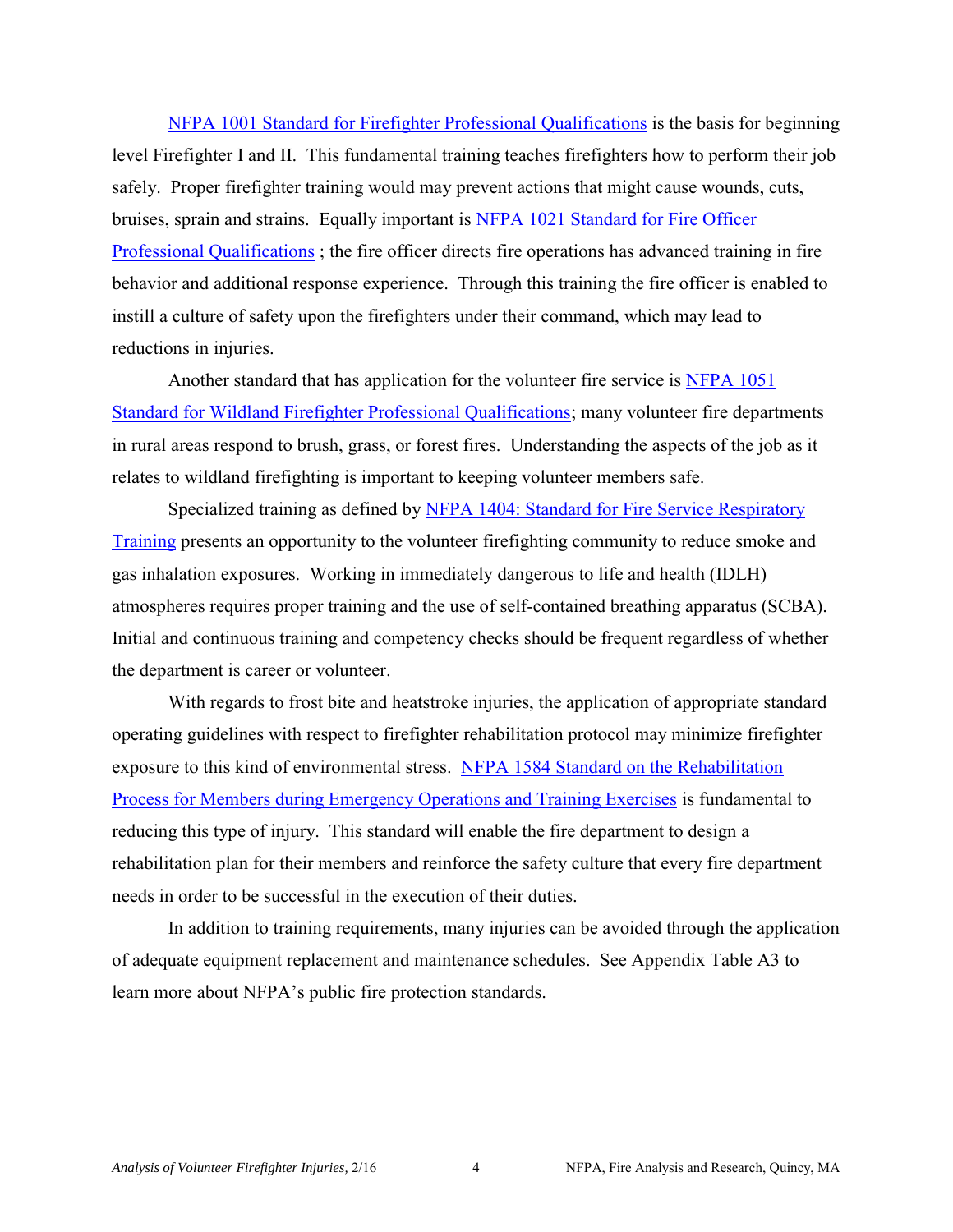NFPA 1001 Standard for Firefighter Professional Qualifications is the basis for beginning level Firefighter I and II. This fundamental training teaches firefighters how to perform their job safely. Proper firefighter training would may prevent actions that might cause wounds, cuts, bruises, sprain and strains. Equally important is NFPA 1021 Standard for Fire Officer Professional Qualifications ; the fire officer directs fire operations has advanced training in fire behavior and additional response experience. Through this training the fire officer is enabled to instill a culture of safety upon the firefighters under their command, which may lead to reductions in injuries.

Another standard that has application for the volunteer fire service is NFPA 1051 Standard for Wildland Firefighter Professional Qualifications; many volunteer fire departments in rural areas respond to brush, grass, or forest fires. Understanding the aspects of the job as it relates to wildland firefighting is important to keeping volunteer members safe.

Specialized training as defined by NFPA 1404: Standard for Fire Service Respiratory Training presents an opportunity to the volunteer firefighting community to reduce smoke and gas inhalation exposures. Working in immediately dangerous to life and health (IDLH) atmospheres requires proper training and the use of self-contained breathing apparatus (SCBA). Initial and continuous training and competency checks should be frequent regardless of whether the department is career or volunteer.

With regards to frost bite and heatstroke injuries, the application of appropriate standard operating guidelines with respect to firefighter rehabilitation protocol may minimize firefighter exposure to this kind of environmental stress. NFPA 1584 Standard on the Rehabilitation Process for Members during Emergency Operations and Training Exercises is fundamental to reducing this type of injury. This standard will enable the fire department to design a rehabilitation plan for their members and reinforce the safety culture that every fire department needs in order to be successful in the execution of their duties.

In addition to training requirements, many injuries can be avoided through the application of adequate equipment replacement and maintenance schedules. See Appendix Table A3 to learn more about NFPA's public fire protection standards.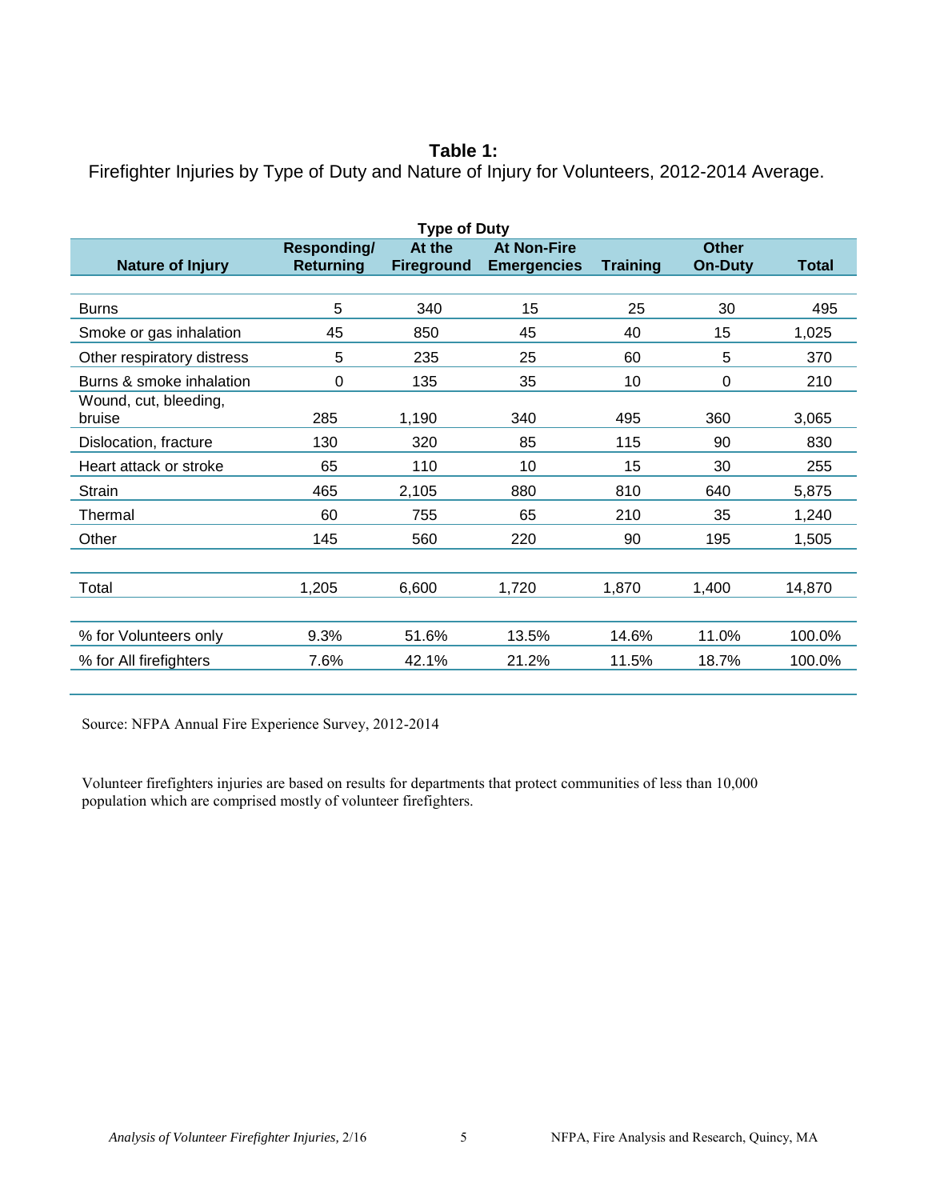**Table 1:**
Firefighter Injuries by Type of Duty and Nature of Injury for Volunteers, 2012-2014 Average.

| | Type of Duty | | | | | |
|---|---|---|---|---|---|---|
| **Nature of Injury** | **Responding/ Returning** | **At the Fireground** | **At Non-Fire Emergencies** | **Training** | **Other On-Duty** | **Total** |
| Burns | 5 | 340 | 15 | 25 | 30 | 495 |
| Smoke or gas inhalation | 45 | 850 | 45 | 40 | 15 | 1,025 |
| Other respiratory distress | 5 | 235 | 25 | 60 | 5 | 370 |
| Burns & smoke inhalation | 0 | 135 | 35 | 10 | 0 | 210 |
| Wound, cut, bleeding, bruise | 285 | 1,190 | 340 | 495 | 360 | 3,065 |
| Dislocation, fracture | 130 | 320 | 85 | 115 | 90 | 830 |
| Heart attack or stroke | 65 | 110 | 10 | 15 | 30 | 255 |
| Strain | 465 | 2,105 | 880 | 810 | 640 | 5,875 |
| Thermal | 60 | 755 | 65 | 210 | 35 | 1,240 |
| Other | 145 | 560 | 220 | 90 | 195 | 1,505 |
| Total | 1,205 | 6,600 | 1,720 | 1,870 | 1,400 | 14,870 |
| % for Volunteers only | 9.3% | 51.6% | 13.5% | 14.6% | 11.0% | 100.0% |
| % for All firefighters | 7.6% | 42.1% | 21.2% | 11.5% | 18.7% | 100.0% |

Source: NFPA Annual Fire Experience Survey, 2012-2014

Volunteer firefighters injuries are based on results for departments that protect communities of less than 10,000 population which are comprised mostly of volunteer firefighters.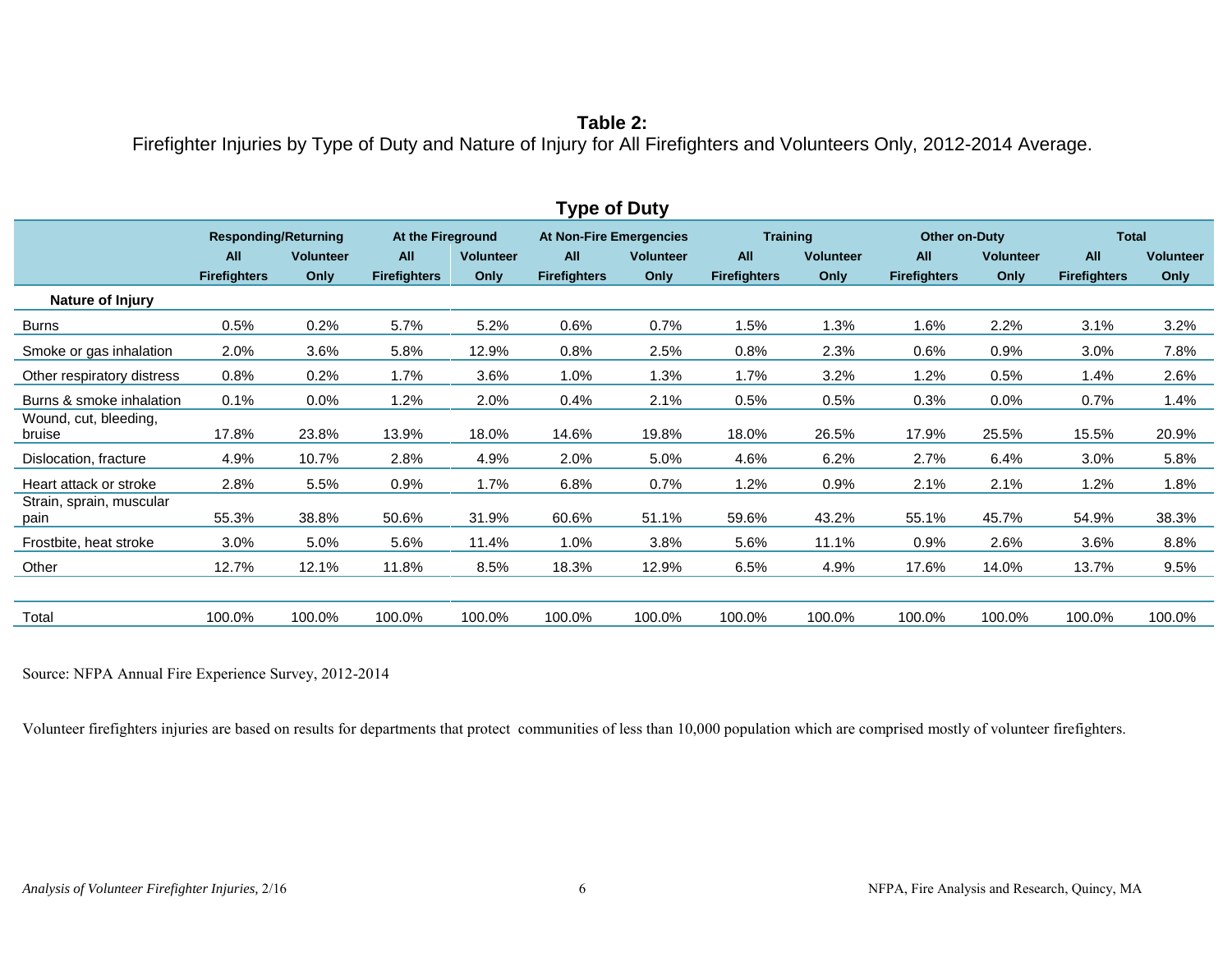**Table 2:**
Firefighter Injuries by Type of Duty and Nature of Injury for All Firefighters and Volunteers Only, 2012-2014 Average.

**Type of Duty**

| | Responding/Returning | | At the Fireground | | At Non-Fire Emergencies | | Training | | Other on-Duty | | Total | |
|---|---|---|---|---|---|---|---|---|---|---|---|---|
| | All Firefighters | Volunteer Only | All Firefighters | Volunteer Only | All Firefighters | Volunteer Only | All Firefighters | Volunteer Only | All Firefighters | Volunteer Only | All Firefighters | Volunteer Only |
| **Nature of Injury** | | | | | | | | | | | | |
| Burns | 0.5% | 0.2% | 5.7% | 5.2% | 0.6% | 0.7% | 1.5% | 1.3% | 1.6% | 2.2% | 3.1% | 3.2% |
| Smoke or gas inhalation | 2.0% | 3.6% | 5.8% | 12.9% | 0.8% | 2.5% | 0.8% | 2.3% | 0.6% | 0.9% | 3.0% | 7.8% |
| Other respiratory distress | 0.8% | 0.2% | 1.7% | 3.6% | 1.0% | 1.3% | 1.7% | 3.2% | 1.2% | 0.5% | 1.4% | 2.6% |
| Burns & smoke inhalation | 0.1% | 0.0% | 1.2% | 2.0% | 0.4% | 2.1% | 0.5% | 0.5% | 0.3% | 0.0% | 0.7% | 1.4% |
| Wound, cut, bleeding, bruise | 17.8% | 23.8% | 13.9% | 18.0% | 14.6% | 19.8% | 18.0% | 26.5% | 17.9% | 25.5% | 15.5% | 20.9% |
| Dislocation, fracture | 4.9% | 10.7% | 2.8% | 4.9% | 2.0% | 5.0% | 4.6% | 6.2% | 2.7% | 6.4% | 3.0% | 5.8% |
| Heart attack or stroke | 2.8% | 5.5% | 0.9% | 1.7% | 6.8% | 0.7% | 1.2% | 0.9% | 2.1% | 2.1% | 1.2% | 1.8% |
| Strain, sprain, muscular pain | 55.3% | 38.8% | 50.6% | 31.9% | 60.6% | 51.1% | 59.6% | 43.2% | 55.1% | 45.7% | 54.9% | 38.3% |
| Frostbite, heat stroke | 3.0% | 5.0% | 5.6% | 11.4% | 1.0% | 3.8% | 5.6% | 11.1% | 0.9% | 2.6% | 3.6% | 8.8% |
| Other | 12.7% | 12.1% | 11.8% | 8.5% | 18.3% | 12.9% | 6.5% | 4.9% | 17.6% | 14.0% | 13.7% | 9.5% |
| Total | 100.0% | 100.0% | 100.0% | 100.0% | 100.0% | 100.0% | 100.0% | 100.0% | 100.0% | 100.0% | 100.0% | 100.0% |

Source: NFPA Annual Fire Experience Survey, 2012-2014

Volunteer firefighters injuries are based on results for departments that protect communities of less than 10,000 population which are comprised mostly of volunteer firefighters.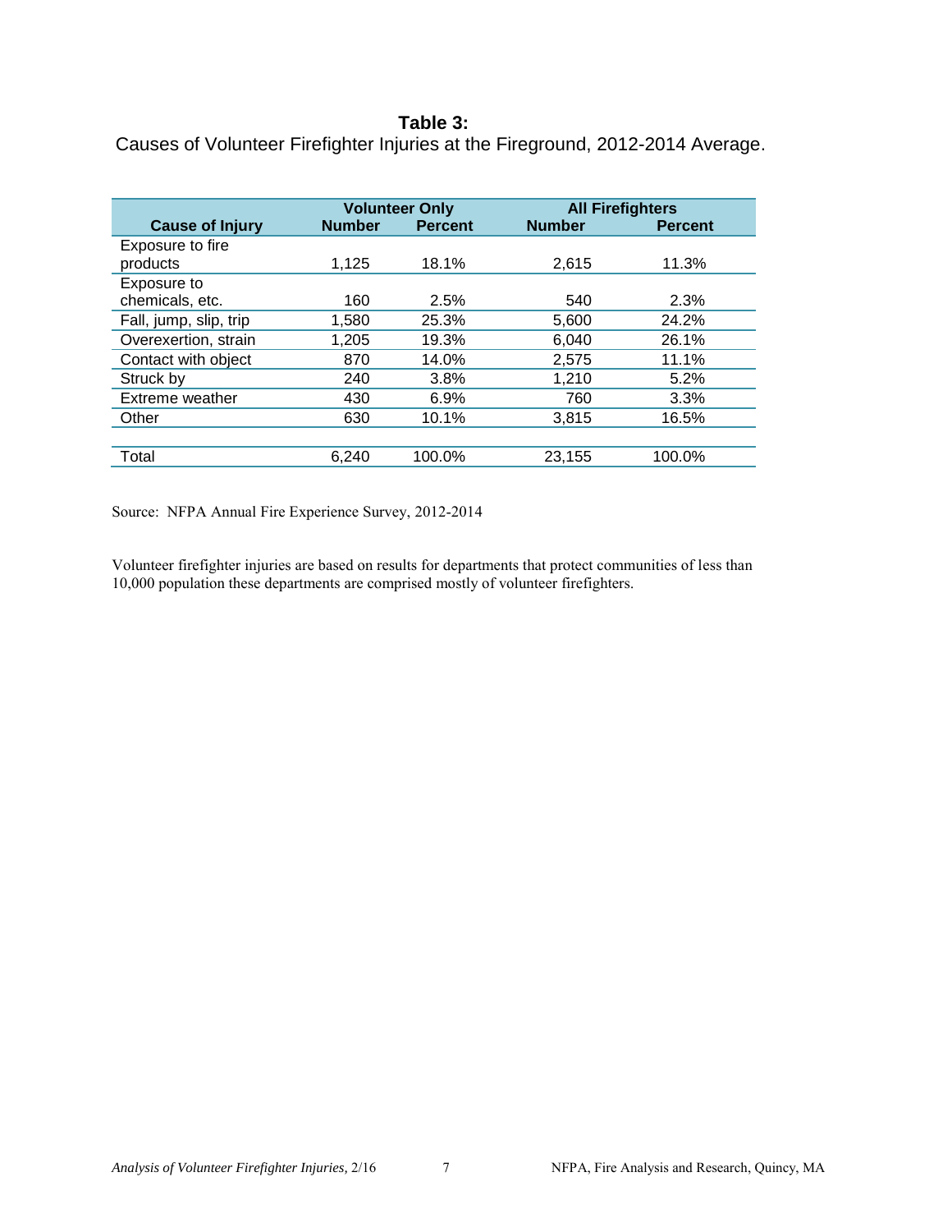**Table 3:**
Causes of Volunteer Firefighter Injuries at the Fireground, 2012-2014 Average.

| | Volunteer Only | | All Firefighters | |
|---|---|---|---|---|
| **Cause of Injury** | **Number** | **Percent** | **Number** | **Percent** |
| Exposure to fire products | 1,125 | 18.1% | 2,615 | 11.3% |
| Exposure to chemicals, etc. | 160 | 2.5% | 540 | 2.3% |
| Fall, jump, slip, trip | 1,580 | 25.3% | 5,600 | 24.2% |
| Overexertion, strain | 1,205 | 19.3% | 6,040 | 26.1% |
| Contact with object | 870 | 14.0% | 2,575 | 11.1% |
| Struck by | 240 | 3.8% | 1,210 | 5.2% |
| Extreme weather | 430 | 6.9% | 760 | 3.3% |
| Other | 630 | 10.1% | 3,815 | 16.5% |
| Total | 6,240 | 100.0% | 23,155 | 100.0% |

Source: NFPA Annual Fire Experience Survey, 2012-2014

Volunteer firefighter injuries are based on results for departments that protect communities of less than 10,000 population these departments are comprised mostly of volunteer firefighters.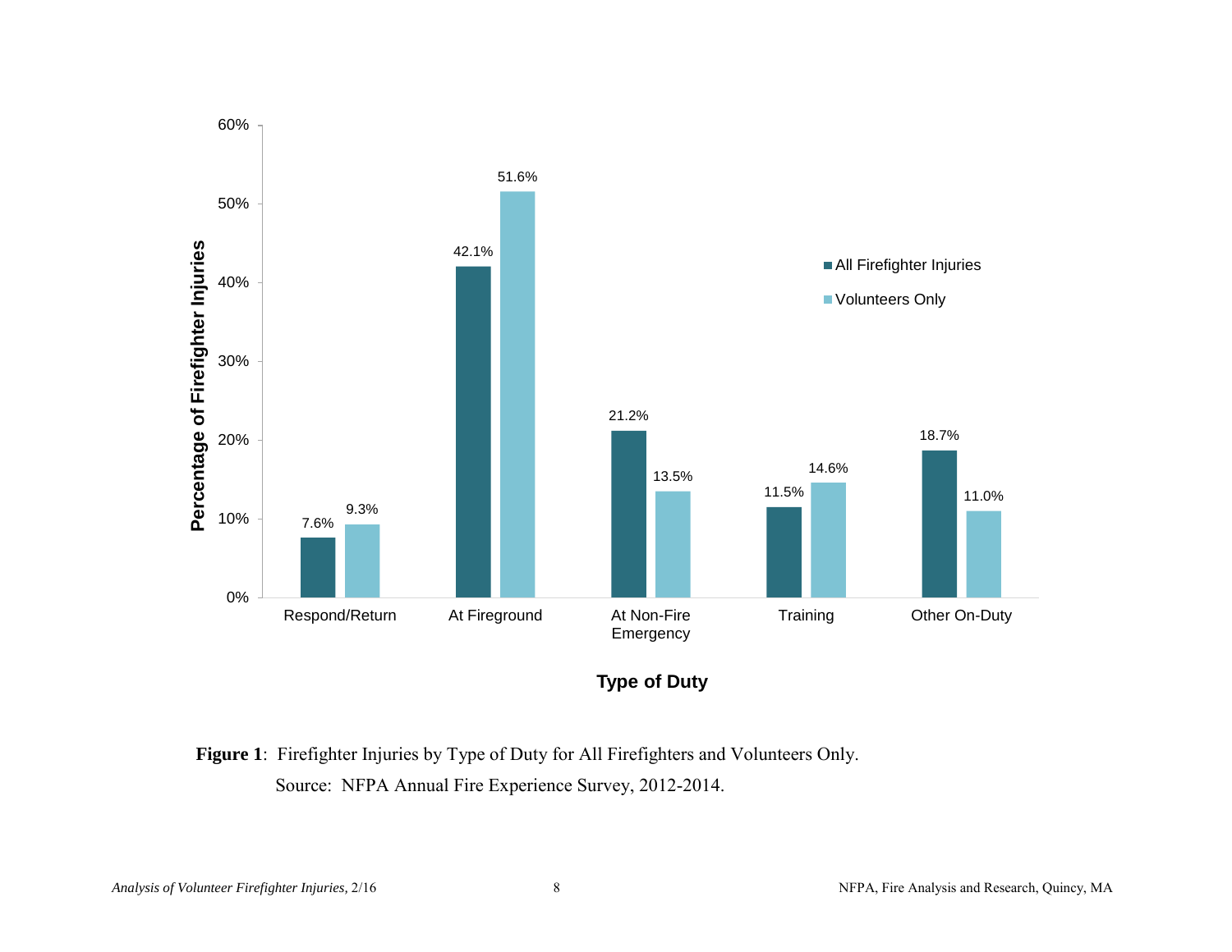| Type of Duty | All Firefighter Injuries | Volunteers Only |
|---|---|---|
| Respond/Return | 7.6% | 9.3% |
| At Fireground | 42.1% | 51.6% |
| At Non-Fire Emergency | 21.2% | 13.5% |
| Training | 11.5% | 14.6% |
| Other On-Duty | 18.7% | 11.0% |

**Figure 1**: Firefighter Injuries by Type of Duty for All Firefighters and Volunteers Only.
Source: NFPA Annual Fire Experience Survey, 2012-2014.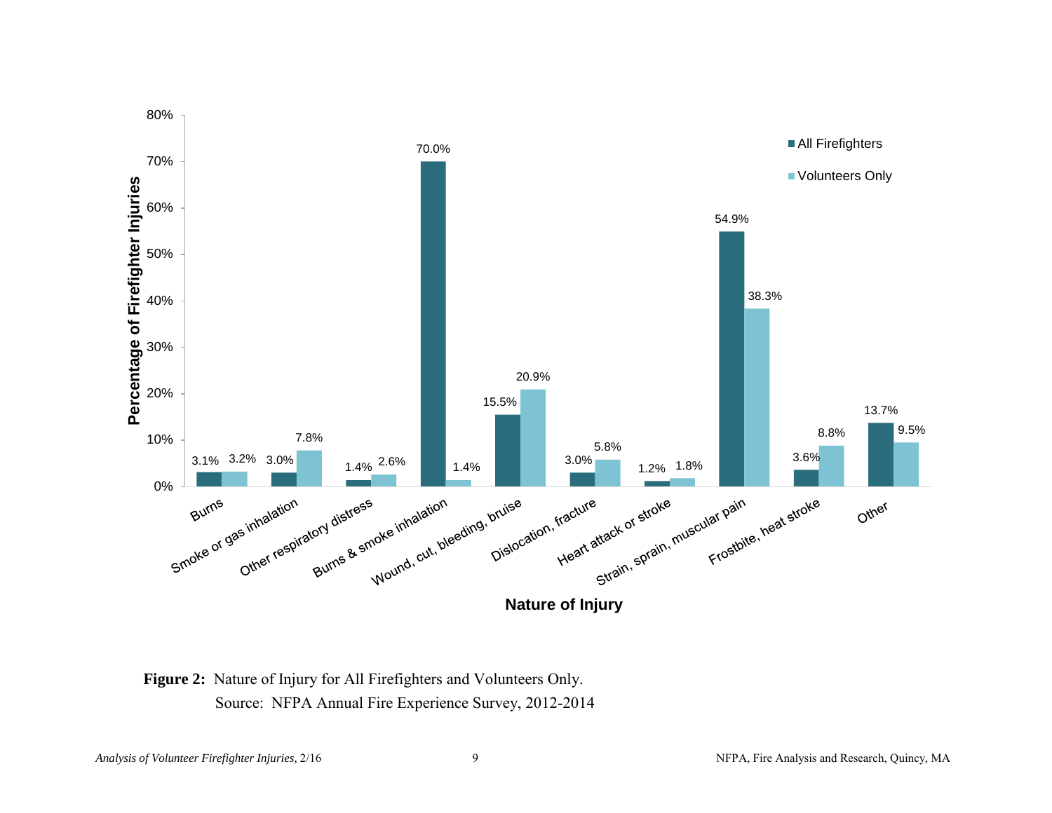| Nature of Injury | All Firefighters | Volunteers Only |
| --- | --- | --- |
| Burns | 3.1% | 3.2% |
| Smoke or gas inhalation | 3.0% | 7.8% |
| Other respiratory distress | 1.4% | 2.6% |
| Burns & smoke inhalation | 70.0% | 1.4% |
| Wound, cut, bleeding, bruise | 15.5% | 20.9% |
| Dislocation, fracture | 3.0% | 5.8% |
| Heart attack or stroke | 1.2% | 1.8% |
| Strain, sprain, muscular pain | 54.9% | 38.3% |
| Frostbite, heat stroke | 3.6% | 8.8% |
| Other | 13.7% | 9.5% |

**Figure 2:** Nature of Injury for All Firefighters and Volunteers Only.
Source: NFPA Annual Fire Experience Survey, 2012-2014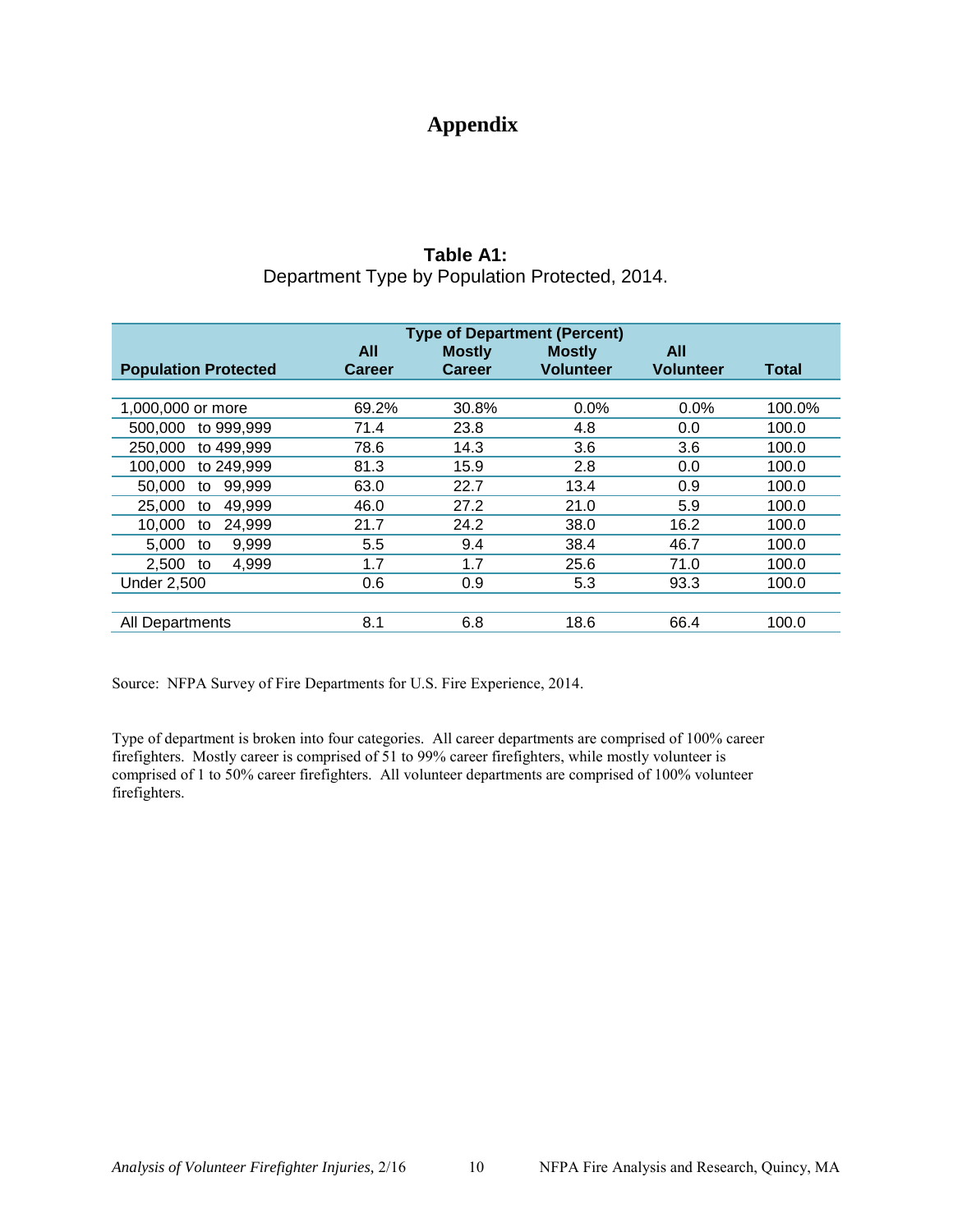# Appendix

**Table A1:**
Department Type by Population Protected, 2014.

| Population Protected | Type of Department (Percent) | | | | |
|---|---|---|---|---|---|
| | All Career | Mostly Career | Mostly Volunteer | All Volunteer | Total |
| 1,000,000 or more | 69.2% | 30.8% | 0.0% | 0.0% | 100.0% |
| 500,000 to 999,999 | 71.4 | 23.8 | 4.8 | 0.0 | 100.0 |
| 250,000 to 499,999 | 78.6 | 14.3 | 3.6 | 3.6 | 100.0 |
| 100,000 to 249,999 | 81.3 | 15.9 | 2.8 | 0.0 | 100.0 |
| 50,000 to 99,999 | 63.0 | 22.7 | 13.4 | 0.9 | 100.0 |
| 25,000 to 49,999 | 46.0 | 27.2 | 21.0 | 5.9 | 100.0 |
| 10,000 to 24,999 | 21.7 | 24.2 | 38.0 | 16.2 | 100.0 |
| 5,000 to 9,999 | 5.5 | 9.4 | 38.4 | 46.7 | 100.0 |
| 2,500 to 4,999 | 1.7 | 1.7 | 25.6 | 71.0 | 100.0 |
| Under 2,500 | 0.6 | 0.9 | 5.3 | 93.3 | 100.0 |
| All Departments | 8.1 | 6.8 | 18.6 | 66.4 | 100.0 |

Source: NFPA Survey of Fire Departments for U.S. Fire Experience, 2014.

Type of department is broken into four categories. All career departments are comprised of 100% career firefighters. Mostly career is comprised of 51 to 99% career firefighters, while mostly volunteer is comprised of 1 to 50% career firefighters. All volunteer departments are comprised of 100% volunteer firefighters.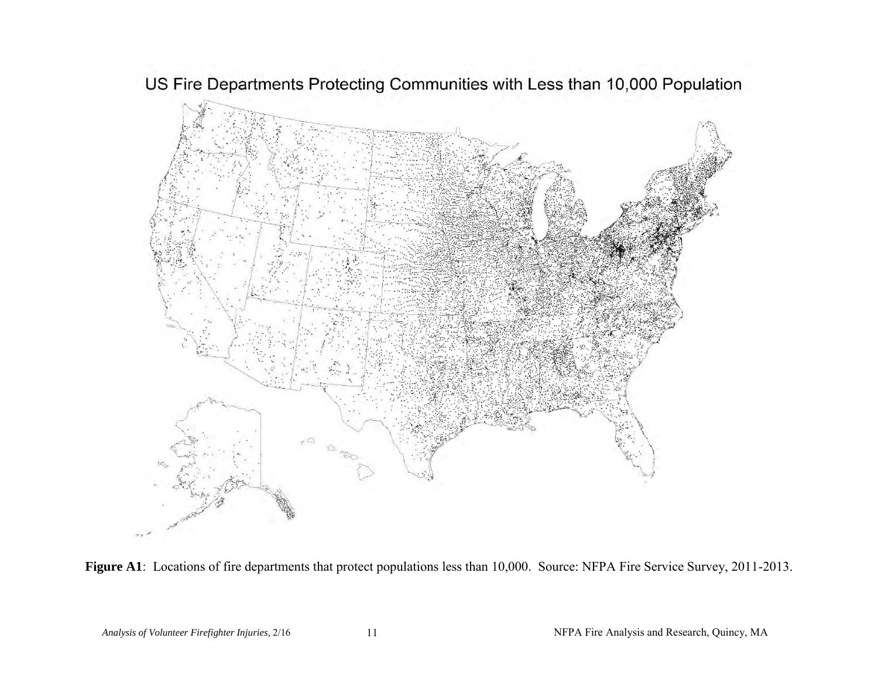US Fire Departments Protecting Communities with Less than 10,000 Population

**Figure A1**: Locations of fire departments that protect populations less than 10,000. Source: NFPA Fire Service Survey, 2011-2013.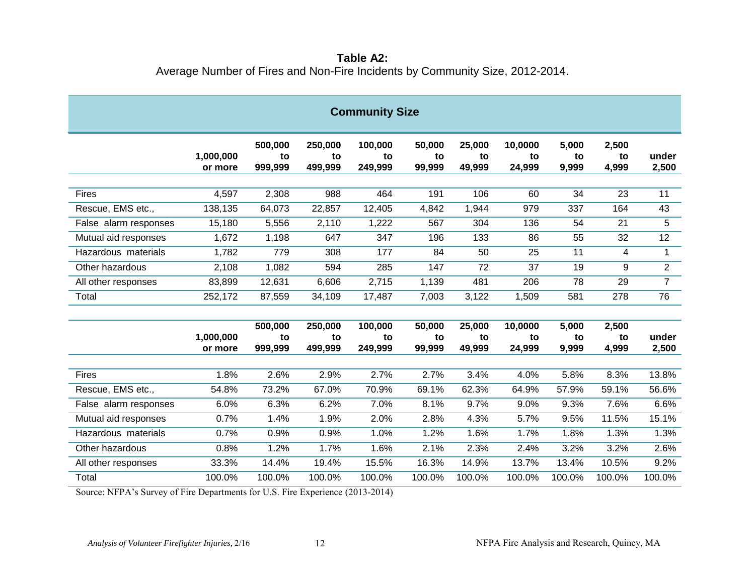**Table A2:**
Average Number of Fires and Non-Fire Incidents by Community Size, 2012-2014.

| Community Size | | | | | | | | | | |
|---|---|---|---|---|---|---|---|---|---|---|
| | 1,000,000 or more | 500,000 to 999,999 | 250,000 to 499,999 | 100,000 to 249,999 | 50,000 to 99,999 | 25,000 to 49,999 | 10,0000 to 24,999 | 5,000 to 9,999 | 2,500 to 4,999 | under 2,500 |
| Fires | 4,597 | 2,308 | 988 | 464 | 191 | 106 | 60 | 34 | 23 | 11 |
| Rescue, EMS etc., | 138,135 | 64,073 | 22,857 | 12,405 | 4,842 | 1,944 | 979 | 337 | 164 | 43 |
| False alarm responses | 15,180 | 5,556 | 2,110 | 1,222 | 567 | 304 | 136 | 54 | 21 | 5 |
| Mutual aid responses | 1,672 | 1,198 | 647 | 347 | 196 | 133 | 86 | 55 | 32 | 12 |
| Hazardous materials | 1,782 | 779 | 308 | 177 | 84 | 50 | 25 | 11 | 4 | 1 |
| Other hazardous | 2,108 | 1,082 | 594 | 285 | 147 | 72 | 37 | 19 | 9 | 2 |
| All other responses | 83,899 | 12,631 | 6,606 | 2,715 | 1,139 | 481 | 206 | 78 | 29 | 7 |
| Total | 252,172 | 87,559 | 34,109 | 17,487 | 7,003 | 3,122 | 1,509 | 581 | 278 | 76 |

| | 1,000,000 or more | 500,000 to 999,999 | 250,000 to 499,999 | 100,000 to 249,999 | 50,000 to 99,999 | 25,000 to 49,999 | 10,0000 to 24,999 | 5,000 to 9,999 | 2,500 to 4,999 | under 2,500 |
|---|---|---|---|---|---|---|---|---|---|---|
| Fires | 1.8% | 2.6% | 2.9% | 2.7% | 2.7% | 3.4% | 4.0% | 5.8% | 8.3% | 13.8% |
| Rescue, EMS etc., | 54.8% | 73.2% | 67.0% | 70.9% | 69.1% | 62.3% | 64.9% | 57.9% | 59.1% | 56.6% |
| False alarm responses | 6.0% | 6.3% | 6.2% | 7.0% | 8.1% | 9.7% | 9.0% | 9.3% | 7.6% | 6.6% |
| Mutual aid responses | 0.7% | 1.4% | 1.9% | 2.0% | 2.8% | 4.3% | 5.7% | 9.5% | 11.5% | 15.1% |
| Hazardous materials | 0.7% | 0.9% | 0.9% | 1.0% | 1.2% | 1.6% | 1.7% | 1.8% | 1.3% | 1.3% |
| Other hazardous | 0.8% | 1.2% | 1.7% | 1.6% | 2.1% | 2.3% | 2.4% | 3.2% | 3.2% | 2.6% |
| All other responses | 33.3% | 14.4% | 19.4% | 15.5% | 16.3% | 14.9% | 13.7% | 13.4% | 10.5% | 9.2% |
| Total | 100.0% | 100.0% | 100.0% | 100.0% | 100.0% | 100.0% | 100.0% | 100.0% | 100.0% | 100.0% |

Source: NFPA's Survey of Fire Departments for U.S. Fire Experience (2013-2014)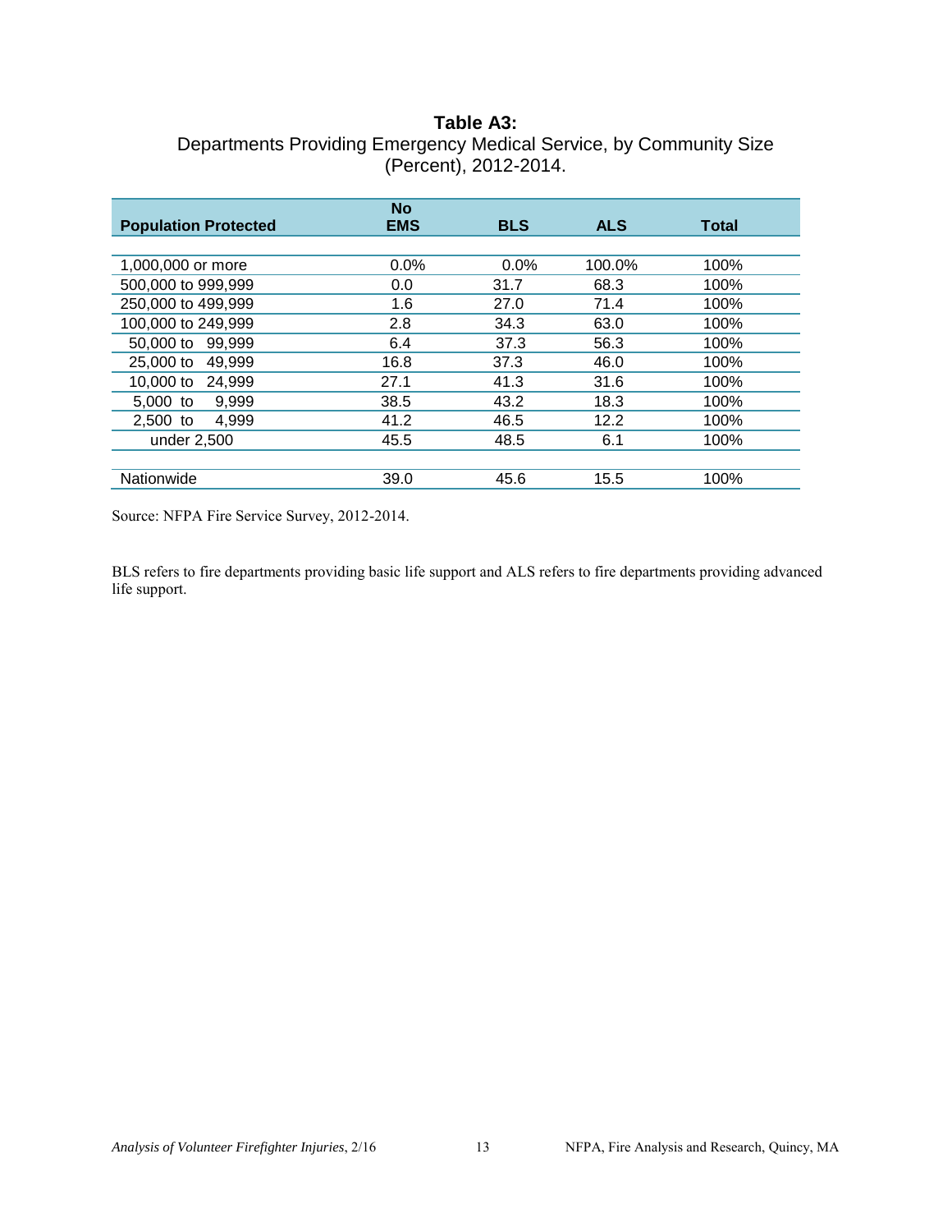**Table A3:**
Departments Providing Emergency Medical Service, by Community Size (Percent), 2012-2014.

| Population Protected | No EMS | BLS | ALS | Total |
|---|---|---|---|---|
| 1,000,000 or more | 0.0% | 0.0% | 100.0% | 100% |
| 500,000 to 999,999 | 0.0 | 31.7 | 68.3 | 100% |
| 250,000 to 499,999 | 1.6 | 27.0 | 71.4 | 100% |
| 100,000 to 249,999 | 2.8 | 34.3 | 63.0 | 100% |
| 50,000 to 99,999 | 6.4 | 37.3 | 56.3 | 100% |
| 25,000 to 49,999 | 16.8 | 37.3 | 46.0 | 100% |
| 10,000 to 24,999 | 27.1 | 41.3 | 31.6 | 100% |
| 5,000 to 9,999 | 38.5 | 43.2 | 18.3 | 100% |
| 2,500 to 4,999 | 41.2 | 46.5 | 12.2 | 100% |
| under 2,500 | 45.5 | 48.5 | 6.1 | 100% |
| Nationwide | 39.0 | 45.6 | 15.5 | 100% |

Source: NFPA Fire Service Survey, 2012-2014.

BLS refers to fire departments providing basic life support and ALS refers to fire departments providing advanced life support.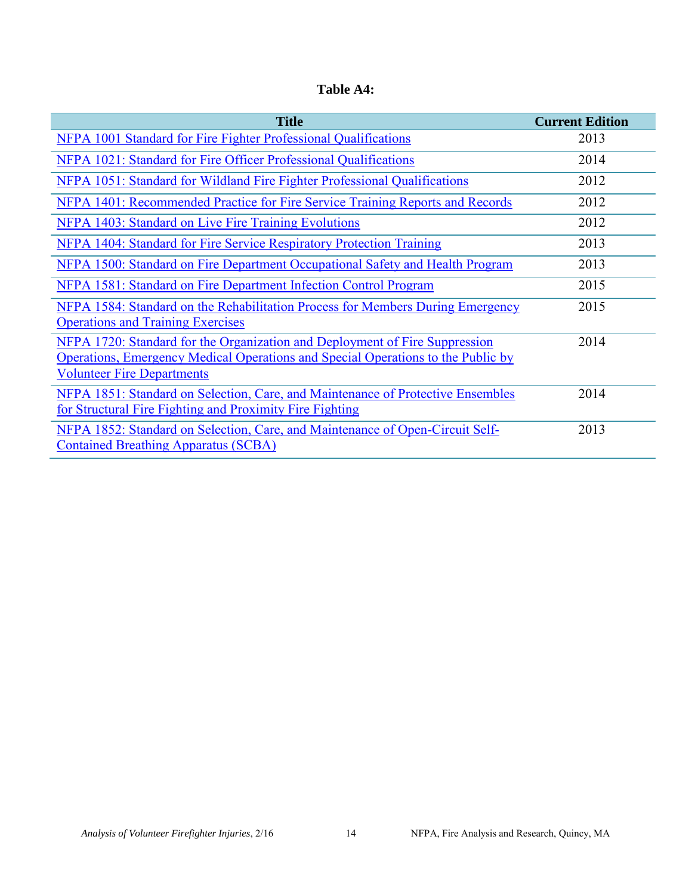**Table A4:**

| Title | Current Edition |
| --- | --- |
| NFPA 1001 Standard for Fire Fighter Professional Qualifications | 2013 |
| NFPA 1021: Standard for Fire Officer Professional Qualifications | 2014 |
| NFPA 1051: Standard for Wildland Fire Fighter Professional Qualifications | 2012 |
| NFPA 1401: Recommended Practice for Fire Service Training Reports and Records | 2012 |
| NFPA 1403: Standard on Live Fire Training Evolutions | 2012 |
| NFPA 1404: Standard for Fire Service Respiratory Protection Training | 2013 |
| NFPA 1500: Standard on Fire Department Occupational Safety and Health Program | 2013 |
| NFPA 1581: Standard on Fire Department Infection Control Program | 2015 |
| NFPA 1584: Standard on the Rehabilitation Process for Members During Emergency Operations and Training Exercises | 2015 |
| NFPA 1720: Standard for the Organization and Deployment of Fire Suppression Operations, Emergency Medical Operations and Special Operations to the Public by Volunteer Fire Departments | 2014 |
| NFPA 1851: Standard on Selection, Care, and Maintenance of Protective Ensembles for Structural Fire Fighting and Proximity Fire Fighting | 2014 |
| NFPA 1852: Standard on Selection, Care, and Maintenance of Open-Circuit Self-Contained Breathing Apparatus (SCBA) | 2013 |